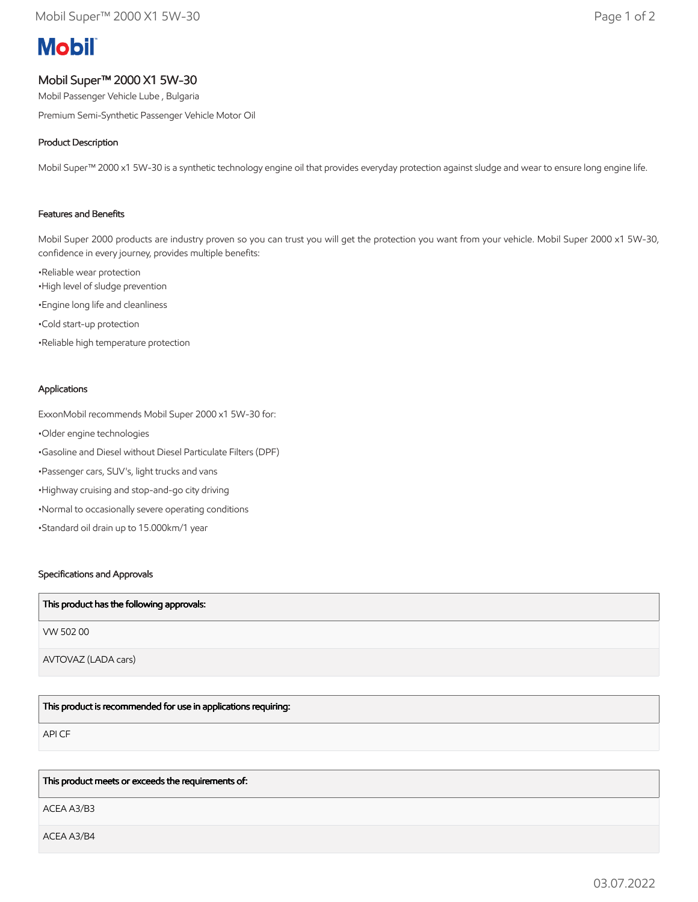# Mobil Super™ 2000 X1 5W-30

Mobil Passenger Vehicle Lube , Bulgaria

Premium Semi-Synthetic Passenger Vehicle Motor Oil

## Product Description

Mobil Super™ 2000 x1 5W-30 is a synthetic technology engine oil that provides everyday protection against sludge and wear to ensure long engine life.

## Features and Benefits

Mobil Super 2000 products are industry proven so you can trust you will get the protection you want from your vehicle. Mobil Super 2000 x1 5W-30, confidence in every journey, provides multiple benefits:

- Reliable wear protection
- High level of sludge prevention
- Engine long life and cleanliness
- Cold start-up protection
- Reliable high temperature protection

## Applications

ExxonMobil recommends Mobil Super 2000 x1 5W-30 for:

- Older engine technologies
- Gasoline and Diesel without Diesel Particulate Filters (DPF)
- Passenger cars, SUV's, light trucks and vans
- Highway cruising and stop-and-go city driving
- Normal to occasionally severe operating conditions
- Standard oil drain up to 15.000km/1 year

## Specifications and Approvals

| This product has the following approvals: |
|---|
| VW 502 00 |
| AVTOVAZ (LADA cars) |

| This product is recommended for use in applications requiring: |
|---|
| API CF |

| This product meets or exceeds the requirements of: |
|---|
| ACEA A3/B3 |
| ACEA A3/B4 |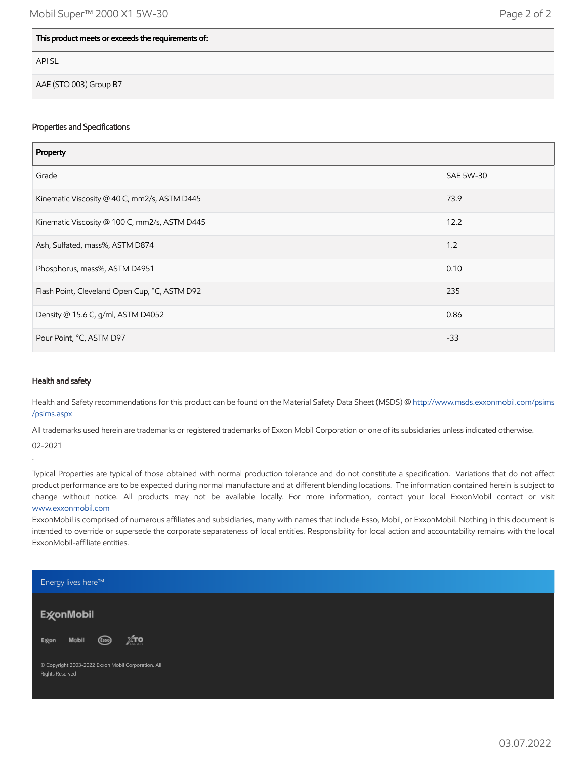| This product meets or exceeds the requirements of: |
| --- |
| API SL |
| AAE (STO 003) Group B7 |

### Properties and Specifications

| Property | |
| --- | --- |
| Grade | SAE 5W-30 |
| Kinematic Viscosity @ 40 C, mm2/s, ASTM D445 | 73.9 |
| Kinematic Viscosity @ 100 C, mm2/s, ASTM D445 | 12.2 |
| Ash, Sulfated, mass%, ASTM D874 | 1.2 |
| Phosphorus, mass%, ASTM D4951 | 0.10 |
| Flash Point, Cleveland Open Cup, °C, ASTM D92 | 235 |
| Density @ 15.6 C, g/ml, ASTM D4052 | 0.86 |
| Pour Point, °C, ASTM D97 | -33 |

### Health and safety

Health and Safety recommendations for this product can be found on the Material Safety Data Sheet (MSDS) @ http://www.msds.exxonmobil.com/psims/psims.aspx

All trademarks used herein are trademarks or registered trademarks of Exxon Mobil Corporation or one of its subsidiaries unless indicated otherwise.

02-2021

.

Typical Properties are typical of those obtained with normal production tolerance and do not constitute a specification. Variations that do not affect product performance are to be expected during normal manufacture and at different blending locations. The information contained herein is subject to change without notice. All products may not be available locally. For more information, contact your local ExxonMobil contact or visit www.exxonmobil.com

ExxonMobil is comprised of numerous affiliates and subsidiaries, many with names that include Esso, Mobil, or ExxonMobil. Nothing in this document is intended to override or supersede the corporate separateness of local entities. Responsibility for local action and accountability remains with the local ExxonMobil-affiliate entities.

Energy lives here™

ExxonMobil

Exxon Mobil Esso XTO

© Copyright 2003-2022 Exxon Mobil Corporation. All Rights Reserved